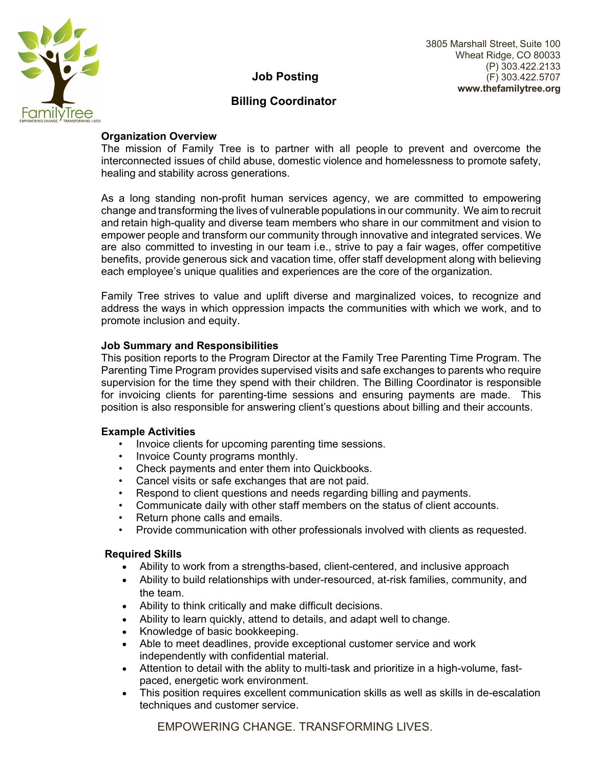3805 Marshall Street, Suite 100
Wheat Ridge, CO 80033
(P) 303.422.2133
(F) 303.422.5707
**www.thefamilytree.org**

# Job Posting

## Billing Coordinator

**Organization Overview**

The mission of Family Tree is to partner with all people to prevent and overcome the interconnected issues of child abuse, domestic violence and homelessness to promote safety, healing and stability across generations.

As a long standing non-profit human services agency, we are committed to empowering change and transforming the lives of vulnerable populations in our community. We aim to recruit and retain high-quality and diverse team members who share in our commitment and vision to empower people and transform our community through innovative and integrated services. We are also committed to investing in our team i.e., strive to pay a fair wages, offer competitive benefits, provide generous sick and vacation time, offer staff development along with believing each employee's unique qualities and experiences are the core of the organization.

Family Tree strives to value and uplift diverse and marginalized voices, to recognize and address the ways in which oppression impacts the communities with which we work, and to promote inclusion and equity.

**Job Summary and Responsibilities**

This position reports to the Program Director at the Family Tree Parenting Time Program. The Parenting Time Program provides supervised visits and safe exchanges to parents who require supervision for the time they spend with their children. The Billing Coordinator is responsible for invoicing clients for parenting-time sessions and ensuring payments are made. This position is also responsible for answering client's questions about billing and their accounts.

**Example Activities**

- Invoice clients for upcoming parenting time sessions.
- Invoice County programs monthly.
- Check payments and enter them into Quickbooks.
- Cancel visits or safe exchanges that are not paid.
- Respond to client questions and needs regarding billing and payments.
- Communicate daily with other staff members on the status of client accounts.
- Return phone calls and emails.
- Provide communication with other professionals involved with clients as requested.

**Required Skills**

- Ability to work from a strengths-based, client-centered, and inclusive approach
- Ability to build relationships with under-resourced, at-risk families, community, and the team.
- Ability to think critically and make difficult decisions.
- Ability to learn quickly, attend to details, and adapt well to change.
- Knowledge of basic bookkeeping.
- Able to meet deadlines, provide exceptional customer service and work independently with confidential material.
- Attention to detail with the ablity to multi-task and prioritize in a high-volume, fast-paced, energetic work environment.
- This position requires excellent communication skills as well as skills in de-escalation techniques and customer service.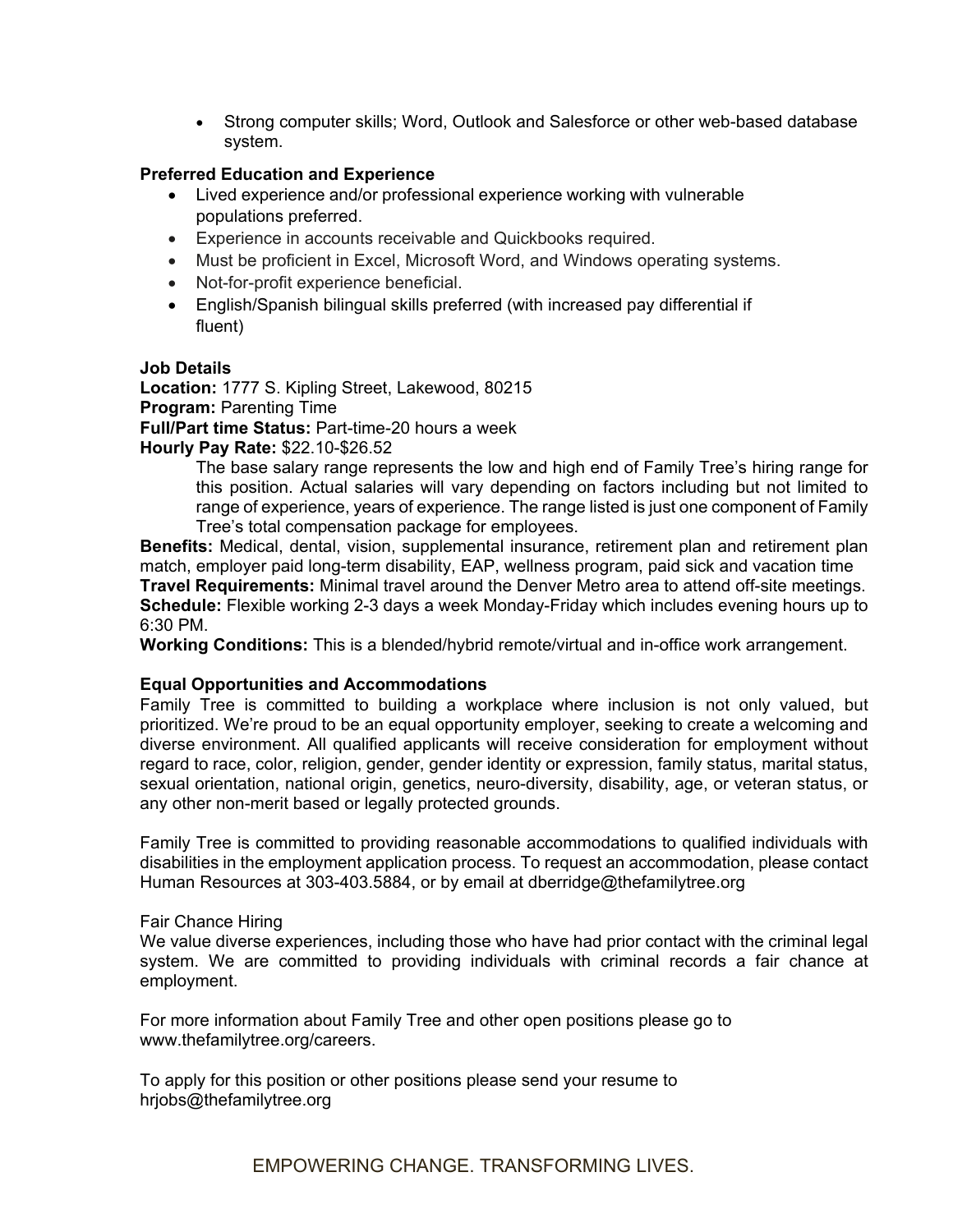- Strong computer skills; Word, Outlook and Salesforce or other web-based database system.

**Preferred Education and Experience**

- Lived experience and/or professional experience working with vulnerable populations preferred.
- Experience in accounts receivable and Quickbooks required.
- Must be proficient in Excel, Microsoft Word, and Windows operating systems.
- Not-for-profit experience beneficial.
- English/Spanish bilingual skills preferred (with increased pay differential if fluent)

**Job Details**

**Location:** 1777 S. Kipling Street, Lakewood, 80215
**Program:** Parenting Time
**Full/Part time Status:** Part-time-20 hours a week
**Hourly Pay Rate:** $22.10-$26.52

The base salary range represents the low and high end of Family Tree's hiring range for this position. Actual salaries will vary depending on factors including but not limited to range of experience, years of experience. The range listed is just one component of Family Tree's total compensation package for employees.

**Benefits:** Medical, dental, vision, supplemental insurance, retirement plan and retirement plan match, employer paid long-term disability, EAP, wellness program, paid sick and vacation time
**Travel Requirements:** Minimal travel around the Denver Metro area to attend off-site meetings.
**Schedule:** Flexible working 2-3 days a week Monday-Friday which includes evening hours up to 6:30 PM.
**Working Conditions:** This is a blended/hybrid remote/virtual and in-office work arrangement.

**Equal Opportunities and Accommodations**

Family Tree is committed to building a workplace where inclusion is not only valued, but prioritized. We're proud to be an equal opportunity employer, seeking to create a welcoming and diverse environment. All qualified applicants will receive consideration for employment without regard to race, color, religion, gender, gender identity or expression, family status, marital status, sexual orientation, national origin, genetics, neuro-diversity, disability, age, or veteran status, or any other non-merit based or legally protected grounds.

Family Tree is committed to providing reasonable accommodations to qualified individuals with disabilities in the employment application process. To request an accommodation, please contact Human Resources at 303-403.5884, or by email at dberridge@thefamilytree.org

Fair Chance Hiring

We value diverse experiences, including those who have had prior contact with the criminal legal system. We are committed to providing individuals with criminal records a fair chance at employment.

For more information about Family Tree and other open positions please go to www.thefamilytree.org/careers.

To apply for this position or other positions please send your resume to hrjobs@thefamilytree.org

EMPOWERING CHANGE. TRANSFORMING LIVES.